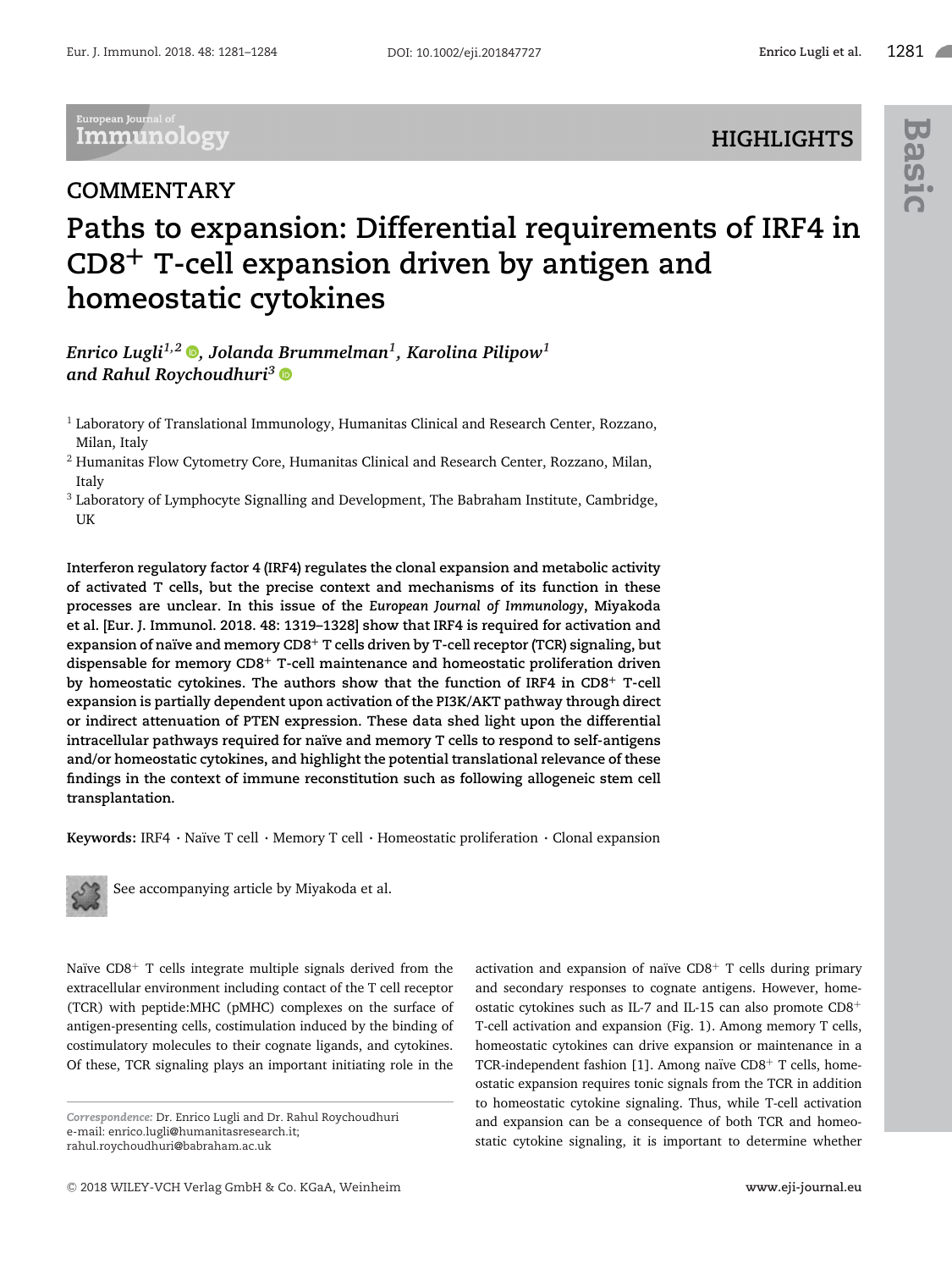COMMENTARY

# Paths to expansion: Differential requirements of IRF4 in CD8$^{+}$ T-cell expansion driven by antigen and homeostatic cytokines

*Enrico Lugli[1,2], Jolanda Brummelman[1], Karolina Pilipow[1] and Rahul Roychoudhuri[3]*

[1] Laboratory of Translational Immunology, Humanitas Clinical and Research Center, Rozzano, Milan, Italy

[2] Humanitas Flow Cytometry Core, Humanitas Clinical and Research Center, Rozzano, Milan, Italy

[3] Laboratory of Lymphocyte Signalling and Development, The Babraham Institute, Cambridge, UK

**Interferon regulatory factor 4 (IRF4) regulates the clonal expansion and metabolic activity of activated T cells, but the precise context and mechanisms of its function in these processes are unclear. In this issue of the *European Journal of Immunology*, Miyakoda et al. [Eur. J. Immunol. 2018. 48: 1319–1328] show that IRF4 is required for activation and expansion of naïve and memory CD8$^{+}$ T cells driven by T-cell receptor (TCR) signaling, but dispensable for memory CD8$^{+}$ T-cell maintenance and homeostatic proliferation driven by homeostatic cytokines. The authors show that the function of IRF4 in CD8$^{+}$ T-cell expansion is partially dependent upon activation of the PI3K/AKT pathway through direct or indirect attenuation of PTEN expression. These data shed light upon the differential intracellular pathways required for naïve and memory T cells to respond to self-antigens and/or homeostatic cytokines, and highlight the potential translational relevance of these findings in the context of immune reconstitution such as following allogeneic stem cell transplantation.**

**Keywords:** IRF4 · Naïve T cell · Memory T cell · Homeostatic proliferation · Clonal expansion

See accompanying article by Miyakoda et al.

Naïve CD8$^{+}$ T cells integrate multiple signals derived from the extracellular environment including contact of the T cell receptor (TCR) with peptide:MHC (pMHC) complexes on the surface of antigen-presenting cells, costimulation induced by the binding of costimulatory molecules to their cognate ligands, and cytokines. Of these, TCR signaling plays an important initiating role in the activation and expansion of naïve CD8$^{+}$ T cells during primary and secondary responses to cognate antigens. However, homeostatic cytokines such as IL-7 and IL-15 can also promote CD8$^{+}$ T-cell activation and expansion (Fig. 1). Among memory T cells, homeostatic cytokines can drive expansion or maintenance in a TCR-independent fashion [1]. Among naïve CD8$^{+}$ T cells, homeostatic expansion requires tonic signals from the TCR in addition to homeostatic cytokine signaling. Thus, while T-cell activation and expansion can be a consequence of both TCR and homeostatic cytokine signaling, it is important to determine whether

*Correspondence:* Dr. Enrico Lugli and Dr. Rahul Roychoudhuri
e-mail: enrico.lugli@humanitasresearch.it; rahul.roychoudhuri@babraham.ac.uk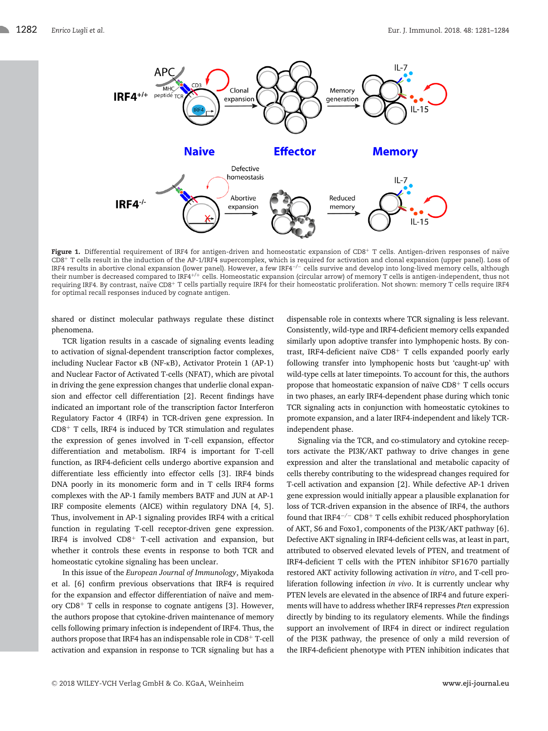**Figure 1.** Differential requirement of IRF4 for antigen-driven and homeostatic expansion of $CD8^+$ T cells. Antigen-driven responses of naïve $CD8^+$ T cells result in the induction of the AP-1/IRF4 supercomplex, which is required for activation and clonal expansion (upper panel). Loss of IRF4 results in abortive clonal expansion (lower panel). However, a few $IRF4^{-/-}$ cells survive and develop into long-lived memory cells, although their number is decreased compared to $IRF4^{+/+}$ cells. Homeostatic expansion (circular arrow) of memory T cells is antigen-independent, thus not requiring IRF4. By contrast, naïve $CD8^+$ T cells partially require IRF4 for their homeostatic proliferation. Not shown: memory T cells require IRF4 for optimal recall responses induced by cognate antigen.

shared or distinct molecular pathways regulate these distinct phenomena.

TCR ligation results in a cascade of signaling events leading to activation of signal-dependent transcription factor complexes, including Nuclear Factor κB (NF-κB), Activator Protein 1 (AP-1) and Nuclear Factor of Activated T-cells (NFAT), which are pivotal in driving the gene expression changes that underlie clonal expansion and effector cell differentiation [2]. Recent findings have indicated an important role of the transcription factor Interferon Regulatory Factor 4 (IRF4) in TCR-driven gene expression. In $CD8^+$ T cells, IRF4 is induced by TCR stimulation and regulates the expression of genes involved in T-cell expansion, effector differentiation and metabolism. IRF4 is important for T-cell function, as IRF4-deficient cells undergo abortive expansion and differentiate less efficiently into effector cells [3]. IRF4 binds DNA poorly in its monomeric form and in T cells IRF4 forms complexes with the AP-1 family members BATF and JUN at AP-1 IRF composite elements (AICE) within regulatory DNA [4, 5]. Thus, involvement in AP-1 signaling provides IRF4 with a critical function in regulating T-cell receptor-driven gene expression. IRF4 is involved $CD8^+$ T-cell activation and expansion, but whether it controls these events in response to both TCR and homeostatic cytokine signaling has been unclear.

In this issue of the *European Journal of Immunology*, Miyakoda et al. [6] confirm previous observations that IRF4 is required for the expansion and effector differentiation of naïve and memory $CD8^+$ T cells in response to cognate antigens [3]. However, the authors propose that cytokine-driven maintenance of memory cells following primary infection is independent of IRF4. Thus, the authors propose that IRF4 has an indispensable role in $CD8^+$ T-cell activation and expansion in response to TCR signaling but has a dispensable role in contexts where TCR signaling is less relevant. Consistently, wild-type and IRF4-deficient memory cells expanded similarly upon adoptive transfer into lymphopenic hosts. By contrast, IRF4-deficient naïve $CD8^+$ T cells expanded poorly early following transfer into lymphopenic hosts but 'caught-up' with wild-type cells at later timepoints. To account for this, the authors propose that homeostatic expansion of naïve $CD8^+$ T cells occurs in two phases, an early IRF4-dependent phase during which tonic TCR signaling acts in conjunction with homeostatic cytokines to promote expansion, and a later IRF4-independent and likely TCR-independent phase.

Signaling via the TCR, and co-stimulatory and cytokine receptors activate the PI3K/AKT pathway to drive changes in gene expression and alter the translational and metabolic capacity of cells thereby contributing to the widespread changes required for T-cell activation and expansion [2]. While defective AP-1 driven gene expression would initially appear a plausible explanation for loss of TCR-driven expansion in the absence of IRF4, the authors found that $IRF4^{-/-}$ $CD8^+$ T cells exhibit reduced phosphorylation of AKT, S6 and Foxo1, components of the PI3K/AKT pathway [6]. Defective AKT signaling in IRF4-deficient cells was, at least in part, attributed to observed elevated levels of PTEN, and treatment of IRF4-deficient T cells with the PTEN inhibitor SF1670 partially restored AKT activity following activation *in vitro*, and T-cell proliferation following infection *in vivo*. It is currently unclear why PTEN levels are elevated in the absence of IRF4 and future experiments will have to address whether IRF4 represses *Pten* expression directly by binding to its regulatory elements. While the findings support an involvement of IRF4 in direct or indirect regulation of the PI3K pathway, the presence of only a mild reversion of the IRF4-deficient phenotype with PTEN inhibition indicates that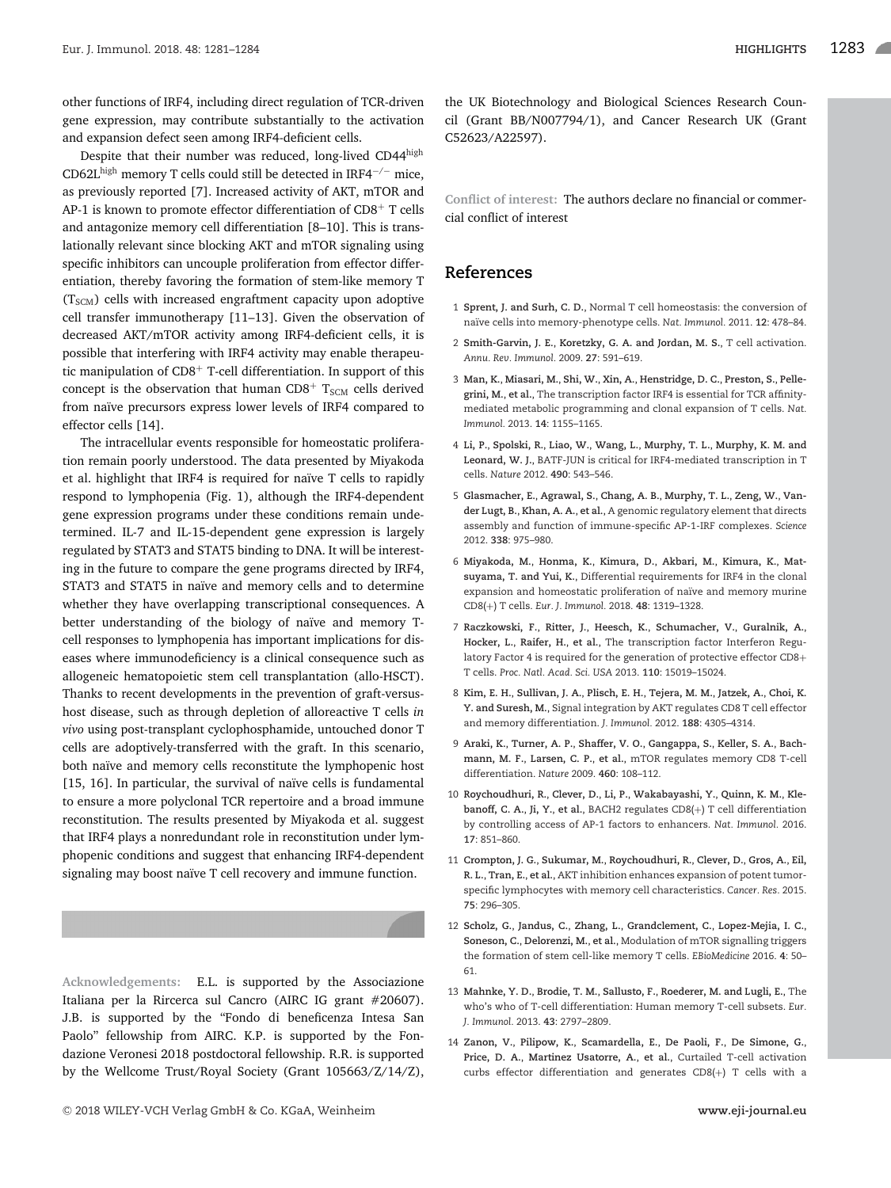other functions of IRF4, including direct regulation of TCR-driven gene expression, may contribute substantially to the activation and expansion defect seen among IRF4-deficient cells.

Despite that their number was reduced, long-lived CD44$^{high}$ CD62L$^{high}$ memory T cells could still be detected in IRF4$^{-/-}$ mice, as previously reported [7]. Increased activity of AKT, mTOR and AP-1 is known to promote effector differentiation of CD8$^{+}$ T cells and antagonize memory cell differentiation [8–10]. This is translationally relevant since blocking AKT and mTOR signaling using specific inhibitors can uncouple proliferation from effector differentiation, thereby favoring the formation of stem-like memory T ($T_{SCM}$) cells with increased engraftment capacity upon adoptive cell transfer immunotherapy [11–13]. Given the observation of decreased AKT/mTOR activity among IRF4-deficient cells, it is possible that interfering with IRF4 activity may enable therapeutic manipulation of CD8$^{+}$ T-cell differentiation. In support of this concept is the observation that human CD8$^{+}$ $T_{SCM}$ cells derived from naïve precursors express lower levels of IRF4 compared to effector cells [14].

The intracellular events responsible for homeostatic proliferation remain poorly understood. The data presented by Miyakoda et al. highlight that IRF4 is required for naïve T cells to rapidly respond to lymphopenia (Fig. 1), although the IRF4-dependent gene expression programs under these conditions remain undetermined. IL-7 and IL-15-dependent gene expression is largely regulated by STAT3 and STAT5 binding to DNA. It will be interesting in the future to compare the gene programs directed by IRF4, STAT3 and STAT5 in naïve and memory cells and to determine whether they have overlapping transcriptional consequences. A better understanding of the biology of naïve and memory T-cell responses to lymphopenia has important implications for diseases where immunodeficiency is a clinical consequence such as allogeneic hematopoietic stem cell transplantation (allo-HSCT). Thanks to recent developments in the prevention of graft-versus-host disease, such as through depletion of alloreactive T cells *in vivo* using post-transplant cyclophosphamide, untouched donor T cells are adoptively-transferred with the graft. In this scenario, both naïve and memory cells reconstitute the lymphopenic host [15, 16]. In particular, the survival of naïve cells is fundamental to ensure a more polyclonal TCR repertoire and a broad immune reconstitution. The results presented by Miyakoda et al. suggest that IRF4 plays a nonredundant role in reconstitution under lymphopenic conditions and suggest that enhancing IRF4-dependent signaling may boost naïve T cell recovery and immune function.

**Acknowledgements:** E.L. is supported by the Associazione Italiana per la Rircerca sul Cancro (AIRC IG grant #20607). J.B. is supported by the "Fondo di beneficenza Intesa San Paolo" fellowship from AIRC. K.P. is supported by the Fondazione Veronesi 2018 postdoctoral fellowship. R.R. is supported by the Wellcome Trust/Royal Society (Grant 105663/Z/14/Z), the UK Biotechnology and Biological Sciences Research Council (Grant BB/N007794/1), and Cancer Research UK (Grant C52623/A22597).

**Conflict of interest:** The authors declare no financial or commercial conflict of interest

## References

1 **Sprent, J. and Surh, C. D.**, Normal T cell homeostasis: the conversion of naïve cells into memory-phenotype cells. *Nat. Immunol.* 2011. **12**: 478–84.

2 **Smith-Garvin, J. E., Koretzky, G. A. and Jordan, M. S.**, T cell activation. *Annu. Rev. Immunol.* 2009. **27**: 591–619.

3 **Man, K., Miasari, M., Shi, W., Xin, A., Henstridge, D. C., Preston, S., Pellegrini, M., et al.**, The transcription factor IRF4 is essential for TCR affinity-mediated metabolic programming and clonal expansion of T cells. *Nat. Immunol.* 2013. **14**: 1155–1165.

4 **Li, P., Spolski, R., Liao, W., Wang, L., Murphy, T. L., Murphy, K. M. and Leonard, W. J.**, BATF-JUN is critical for IRF4-mediated transcription in T cells. *Nature* 2012. **490**: 543–546.

5 **Glasmacher, E., Agrawal, S., Chang, A. B., Murphy, T. L., Zeng, W., Vander Lugt, B., Khan, A. A., et al.**, A genomic regulatory element that directs assembly and function of immune-specific AP-1-IRF complexes. *Science* 2012. **338**: 975–980.

6 **Miyakoda, M., Honma, K., Kimura, D., Akbari, M., Kimura, K., Matsuyama, T. and Yui, K.**, Differential requirements for IRF4 in the clonal expansion and homeostatic proliferation of naïve and memory murine CD8(+) T cells. *Eur. J. Immunol.* 2018. **48**: 1319–1328.

7 **Raczkowski, F., Ritter, J., Heesch, K., Schumacher, V., Guralnik, A., Hocker, L., Raifer, H., et al.**, The transcription factor Interferon Regulatory Factor 4 is required for the generation of protective effector CD8+ T cells. *Proc. Natl. Acad. Sci. USA* 2013. **110**: 15019–15024.

8 **Kim, E. H., Sullivan, J. A., Plisch, E. H., Tejera, M. M., Jatzek, A., Choi, K. Y. and Suresh, M.**, Signal integration by AKT regulates CD8 T cell effector and memory differentiation. *J. Immunol.* 2012. **188**: 4305–4314.

9 **Araki, K., Turner, A. P., Shaffer, V. O., Gangappa, S., Keller, S. A., Bachmann, M. F., Larsen, C. P., et al.**, mTOR regulates memory CD8 T-cell differentiation. *Nature* 2009. **460**: 108–112.

10 **Roychoudhuri, R., Clever, D., Li, P., Wakabayashi, Y., Quinn, K. M., Klebanoff, C. A., Ji, Y., et al.**, BACH2 regulates CD8(+) T cell differentiation by controlling access of AP-1 factors to enhancers. *Nat. Immunol.* 2016. **17**: 851–860.

11 **Crompton, J. G., Sukumar, M., Roychoudhuri, R., Clever, D., Gros, A., Eil, R. L., Tran, E., et al.**, AKT inhibition enhances expansion of potent tumor-specific lymphocytes with memory cell characteristics. *Cancer. Res.* 2015. **75**: 296–305.

12 **Scholz, G., Jandus, C., Zhang, L., Grandclement, C., Lopez-Mejia, I. C., Soneson, C., Delorenzi, M., et al.**, Modulation of mTOR signalling triggers the formation of stem cell-like memory T cells. *EBioMedicine* 2016. **4**: 50–61.

13 **Mahnke, Y. D., Brodie, T. M., Sallusto, F., Roederer, M. and Lugli, E.**, The who's who of T-cell differentiation: Human memory T-cell subsets. *Eur. J. Immunol.* 2013. **43**: 2797–2809.

14 **Zanon, V., Pilipow, K., Scamardella, E., De Paoli, F., De Simone, G., Price, D. A., Martinez Usatorre, A., et al.**, Curtailed T-cell activation curbs effector differentiation and generates CD8(+) T cells with a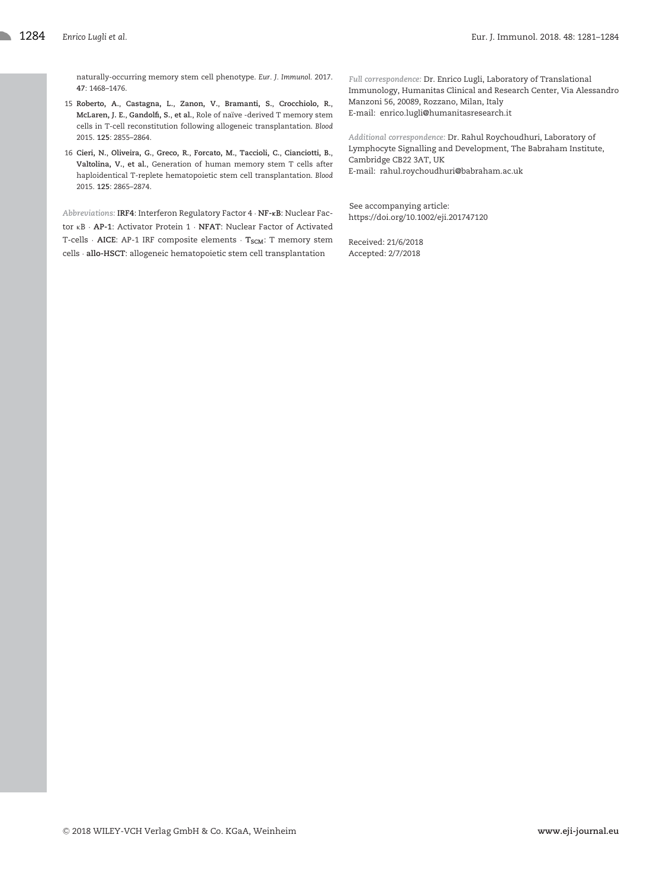naturally-occurring memory stem cell phenotype. *Eur. J. Immunol.* 2017. **47**: 1468–1476.

15 **Roberto, A., Castagna, L., Zanon, V., Bramanti, S., Crocchiolo, R., McLaren, J. E., Gandolfi, S., et al.**, Role of naïve -derived T memory stem cells in T-cell reconstitution following allogeneic transplantation. *Blood* 2015. **125**: 2855–2864.

16 **Cieri, N., Oliveira, G., Greco, R., Forcato, M., Taccioli, C., Cianciotti, B., Valtolina, V., et al.**, Generation of human memory stem T cells after haploidentical T-replete hematopoietic stem cell transplantation. *Blood* 2015. **125**: 2865–2874.

*Abbreviations:* **IRF4**: Interferon Regulatory Factor 4 · **NF-κB**: Nuclear Factor κB · **AP-1**: Activator Protein 1 · **NFAT**: Nuclear Factor of Activated T-cells · **AICE**: AP-1 IRF composite elements · **$T_{SCM}$**: T memory stem cells · **allo-HSCT**: allogeneic hematopoietic stem cell transplantation

*Full correspondence:* Dr. Enrico Lugli, Laboratory of Translational Immunology, Humanitas Clinical and Research Center, Via Alessandro Manzoni 56, 20089, Rozzano, Milan, Italy
E-mail: enrico.lugli@humanitasresearch.it

*Additional correspondence:* Dr. Rahul Roychoudhuri, Laboratory of Lymphocyte Signalling and Development, The Babraham Institute, Cambridge CB22 3AT, UK
E-mail: rahul.roychoudhuri@babraham.ac.uk

See accompanying article:
https://doi.org/10.1002/eji.201747120

Received: 21/6/2018
Accepted: 2/7/2018